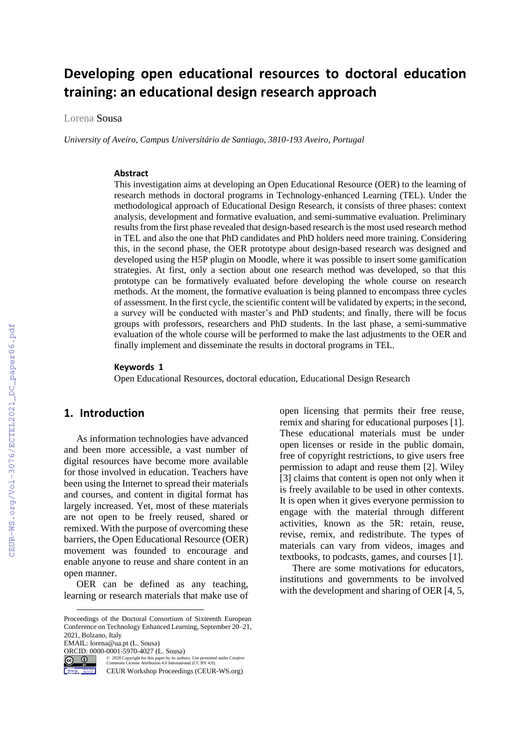# Developing open educational resources to doctoral education training: an educational design research approach

Lorena Sousa

*University of Aveiro, Campus Universitário de Santiago, 3810-193 Aveiro, Portugal*

### Abstract

This investigation aims at developing an Open Educational Resource (OER) to the learning of research methods in doctoral programs in Technology-enhanced Learning (TEL). Under the methodological approach of Educational Design Research, it consists of three phases: context analysis, development and formative evaluation, and semi-summative evaluation. Preliminary results from the first phase revealed that design-based research is the most used research method in TEL and also the one that PhD candidates and PhD holders need more training. Considering this, in the second phase, the OER prototype about design-based research was designed and developed using the H5P plugin on Moodle, where it was possible to insert some gamification strategies. At first, only a section about one research method was developed, so that this prototype can be formatively evaluated before developing the whole course on research methods. At the moment, the formative evaluation is being planned to encompass three cycles of assessment. In the first cycle, the scientific content will be validated by experts; in the second, a survey will be conducted with master's and PhD students; and finally, there will be focus groups with professors, researchers and PhD students. In the last phase, a semi-summative evaluation of the whole course will be performed to make the last adjustments to the OER and finally implement and disseminate the results in doctoral programs in TEL.

### Keywords [1]

Open Educational Resources, doctoral education, Educational Design Research

## 1. Introduction

As information technologies have advanced and been more accessible, a vast number of digital resources have become more available for those involved in education. Teachers have been using the Internet to spread their materials and courses, and content in digital format has largely increased. Yet, most of these materials are not open to be freely reused, shared or remixed. With the purpose of overcoming these barriers, the Open Educational Resource (OER) movement was founded to encourage and enable anyone to reuse and share content in an open manner.

OER can be defined as any teaching, learning or research materials that make use of open licensing that permits their free reuse, remix and sharing for educational purposes [1]. These educational materials must be under open licenses or reside in the public domain, free of copyright restrictions, to give users free permission to adapt and reuse them [2]. Wiley [3] claims that content is open not only when it is freely available to be used in other contexts. It is open when it gives everyone permission to engage with the material through different activities, known as the 5R: retain, reuse, revise, remix, and redistribute. The types of materials can vary from videos, images and textbooks, to podcasts, games, and courses [1].

There are some motivations for educators, institutions and governments to be involved with the development and sharing of OER [4, 5,

---

Proceedings of the Doctoral Consortium of Sixteenth European Conference on Technology Enhanced Learning, September 20–21, 2021, Bolzano, Italy
EMAIL: lorena@ua.pt (L. Sousa)
ORCID: 0000-0001-5970-4027 (L. Sousa)
© 2020 Copyright for this paper by its authors. Use permitted under Creative Commons License Attribution 4.0 International (CC BY 4.0).
CEUR Workshop Proceedings (CEUR-WS.org)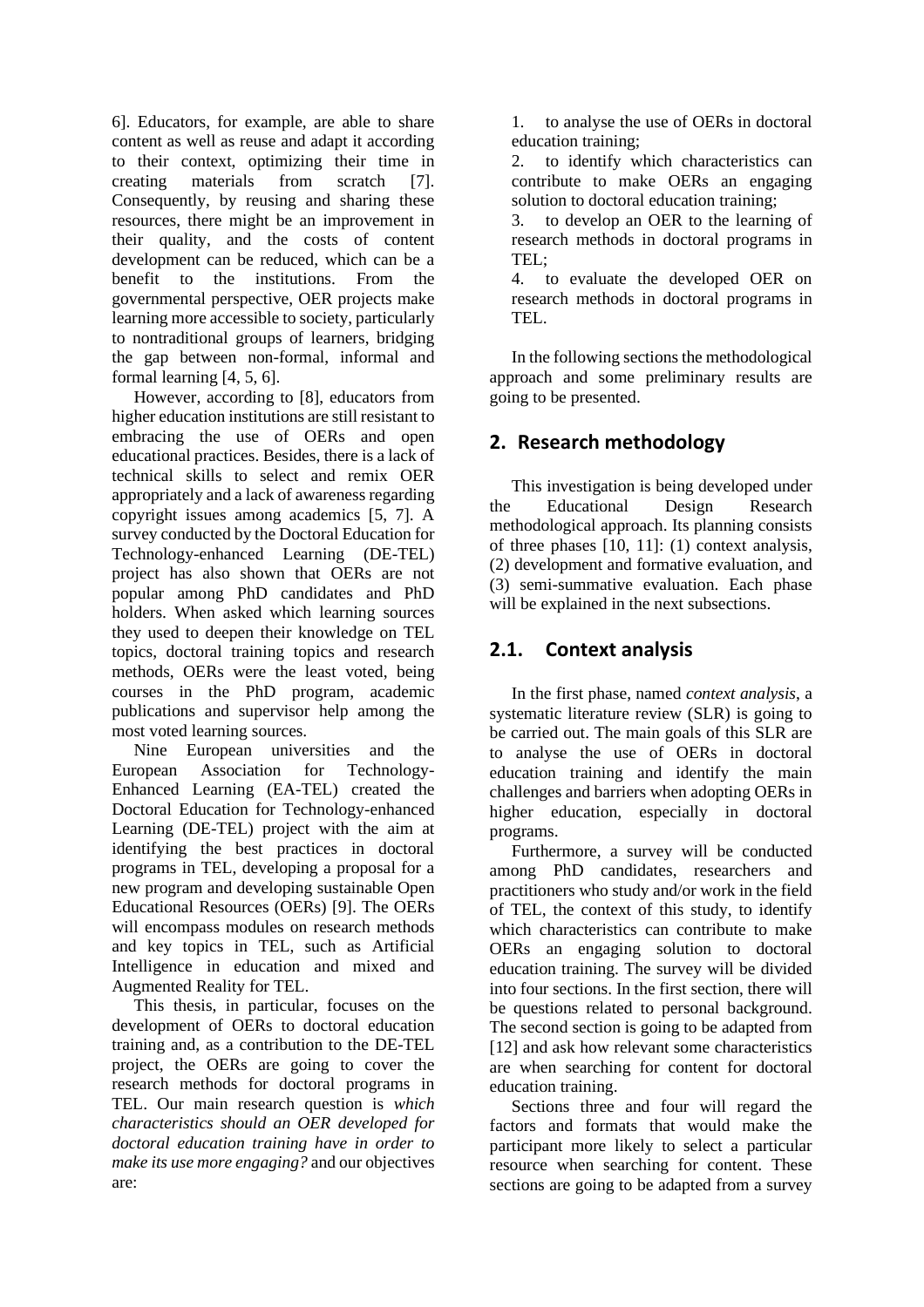6]. Educators, for example, are able to share content as well as reuse and adapt it according to their context, optimizing their time in creating materials from scratch [7]. Consequently, by reusing and sharing these resources, there might be an improvement in their quality, and the costs of content development can be reduced, which can be a benefit to the institutions. From the governmental perspective, OER projects make learning more accessible to society, particularly to nontraditional groups of learners, bridging the gap between non-formal, informal and formal learning [4, 5, 6].

However, according to [8], educators from higher education institutions are still resistant to embracing the use of OERs and open educational practices. Besides, there is a lack of technical skills to select and remix OER appropriately and a lack of awareness regarding copyright issues among academics [5, 7]. A survey conducted by the Doctoral Education for Technology-enhanced Learning (DE-TEL) project has also shown that OERs are not popular among PhD candidates and PhD holders. When asked which learning sources they used to deepen their knowledge on TEL topics, doctoral training topics and research methods, OERs were the least voted, being courses in the PhD program, academic publications and supervisor help among the most voted learning sources.

Nine European universities and the European Association for Technology-Enhanced Learning (EA-TEL) created the Doctoral Education for Technology-enhanced Learning (DE-TEL) project with the aim at identifying the best practices in doctoral programs in TEL, developing a proposal for a new program and developing sustainable Open Educational Resources (OERs) [9]. The OERs will encompass modules on research methods and key topics in TEL, such as Artificial Intelligence in education and mixed and Augmented Reality for TEL.

This thesis, in particular, focuses on the development of OERs to doctoral education training and, as a contribution to the DE-TEL project, the OERs are going to cover the research methods for doctoral programs in TEL. Our main research question is *which characteristics should an OER developed for doctoral education training have in order to make its use more engaging?* and our objectives are:

1. to analyse the use of OERs in doctoral education training;
2. to identify which characteristics can contribute to make OERs an engaging solution to doctoral education training;
3. to develop an OER to the learning of research methods in doctoral programs in TEL;
4. to evaluate the developed OER on research methods in doctoral programs in TEL.

In the following sections the methodological approach and some preliminary results are going to be presented.

## 2. Research methodology

This investigation is being developed under the Educational Design Research methodological approach. Its planning consists of three phases [10, 11]: (1) context analysis, (2) development and formative evaluation, and (3) semi-summative evaluation. Each phase will be explained in the next subsections.

## 2.1. Context analysis

In the first phase, named *context analysis*, a systematic literature review (SLR) is going to be carried out. The main goals of this SLR are to analyse the use of OERs in doctoral education training and identify the main challenges and barriers when adopting OERs in higher education, especially in doctoral programs.

Furthermore, a survey will be conducted among PhD candidates, researchers and practitioners who study and/or work in the field of TEL, the context of this study, to identify which characteristics can contribute to make OERs an engaging solution to doctoral education training. The survey will be divided into four sections. In the first section, there will be questions related to personal background. The second section is going to be adapted from [12] and ask how relevant some characteristics are when searching for content for doctoral education training.

Sections three and four will regard the factors and formats that would make the participant more likely to select a particular resource when searching for content. These sections are going to be adapted from a survey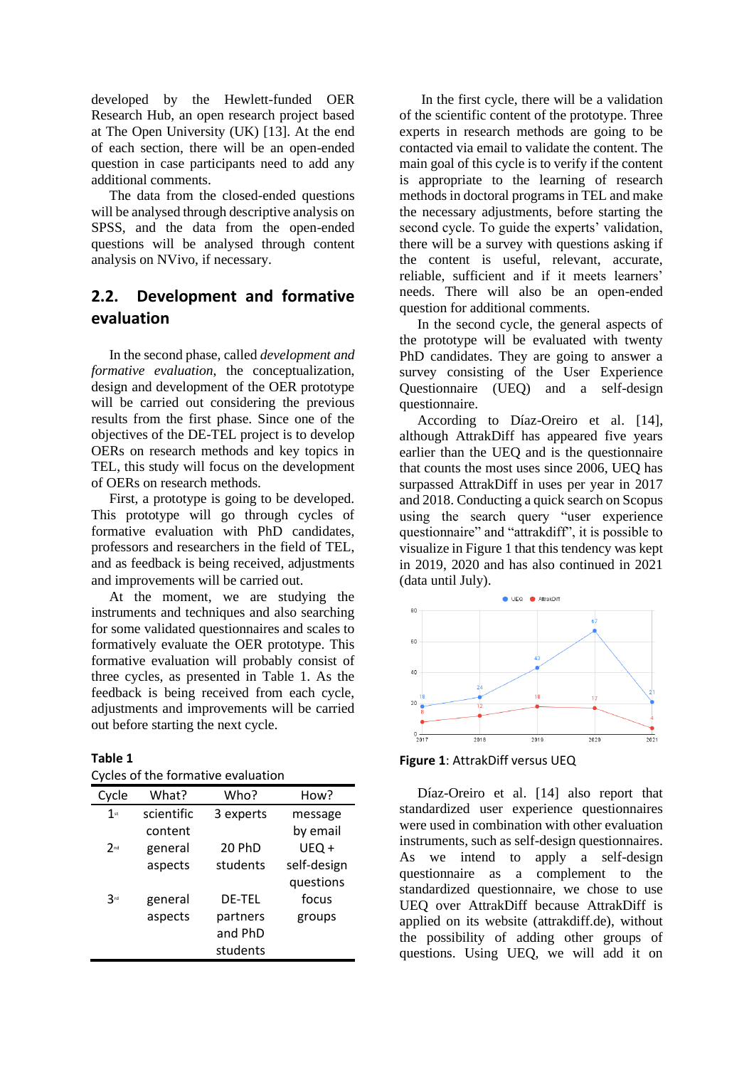developed by the Hewlett-funded OER Research Hub, an open research project based at The Open University (UK) [13]. At the end of each section, there will be an open-ended question in case participants need to add any additional comments.

The data from the closed-ended questions will be analysed through descriptive analysis on SPSS, and the data from the open-ended questions will be analysed through content analysis on NVivo, if necessary.

## 2.2. Development and formative evaluation

In the second phase, called *development and formative evaluation*, the conceptualization, design and development of the OER prototype will be carried out considering the previous results from the first phase. Since one of the objectives of the DE-TEL project is to develop OERs on research methods and key topics in TEL, this study will focus on the development of OERs on research methods.

First, a prototype is going to be developed. This prototype will go through cycles of formative evaluation with PhD candidates, professors and researchers in the field of TEL, and as feedback is being received, adjustments and improvements will be carried out.

At the moment, we are studying the instruments and techniques and also searching for some validated questionnaires and scales to formatively evaluate the OER prototype. This formative evaluation will probably consist of three cycles, as presented in Table 1. As the feedback is being received from each cycle, adjustments and improvements will be carried out before starting the next cycle.

**Table 1**

Cycles of the formative evaluation

| Cycle | What? | Who? | How? |
|---|---|---|---|
| 1st | scientific content | 3 experts | message by email |
| 2nd | general aspects | 20 PhD students | UEQ + self-design questions |
| 3rd | general aspects | DE-TEL partners and PhD students | focus groups |

In the first cycle, there will be a validation of the scientific content of the prototype. Three experts in research methods are going to be contacted via email to validate the content. The main goal of this cycle is to verify if the content is appropriate to the learning of research methods in doctoral programs in TEL and make the necessary adjustments, before starting the second cycle. To guide the experts' validation, there will be a survey with questions asking if the content is useful, relevant, accurate, reliable, sufficient and if it meets learners' needs. There will also be an open-ended question for additional comments.

In the second cycle, the general aspects of the prototype will be evaluated with twenty PhD candidates. They are going to answer a survey consisting of the User Experience Questionnaire (UEQ) and a self-design questionnaire.

According to Díaz-Oreiro et al. [14], although AttrakDiff has appeared five years earlier than the UEQ and is the questionnaire that counts the most uses since 2006, UEQ has surpassed AttrakDiff in uses per year in 2017 and 2018. Conducting a quick search on Scopus using the search query "user experience questionnaire" and "attrakdiff", it is possible to visualize in Figure 1 that this tendency was kept in 2019, 2020 and has also continued in 2021 (data until July).

**Figure 1**: AttrakDiff versus UEQ

Díaz-Oreiro et al. [14] also report that standardized user experience questionnaires were used in combination with other evaluation instruments, such as self-design questionnaires. As we intend to apply a self-design questionnaire as a complement to the standardized questionnaire, we chose to use UEQ over AttrakDiff because AttrakDiff is applied on its website (attrakdiff.de), without the possibility of adding other groups of questions. Using UEQ, we will add it on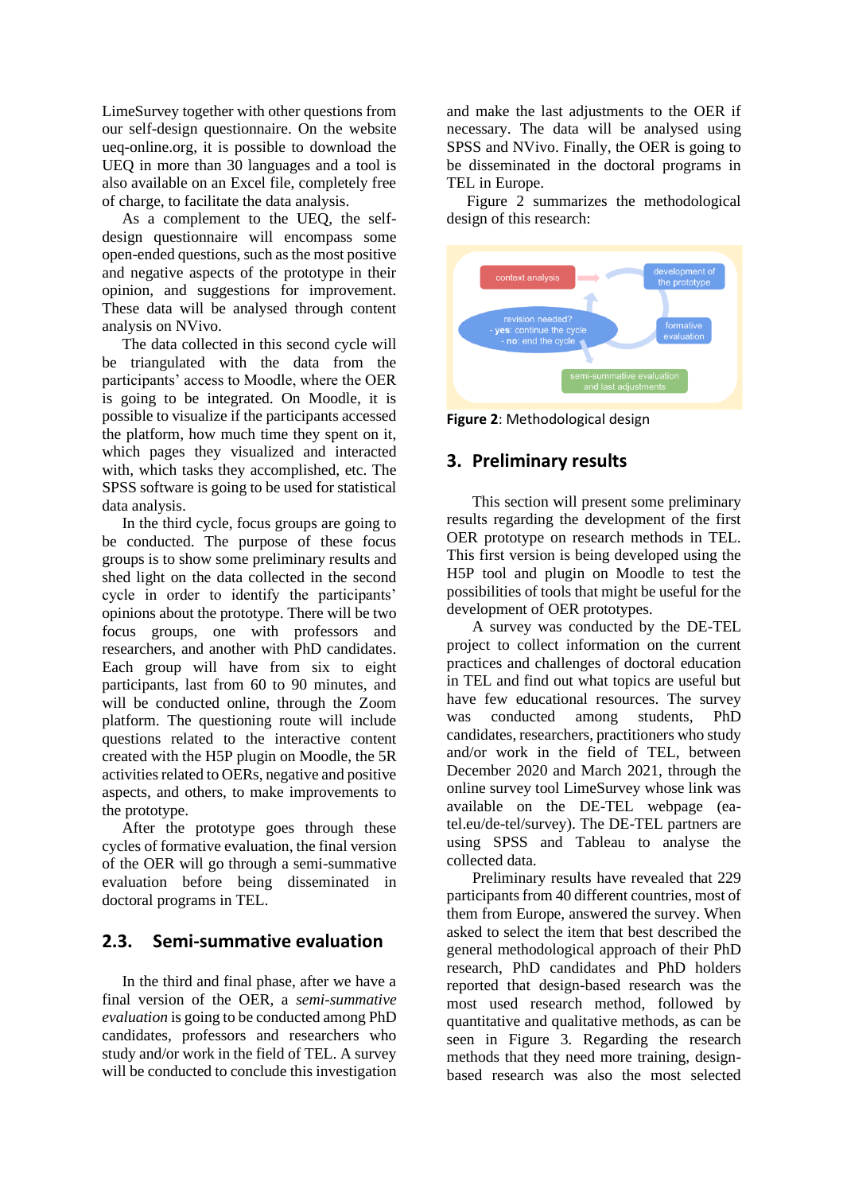LimeSurvey together with other questions from our self-design questionnaire. On the website ueq-online.org, it is possible to download the UEQ in more than 30 languages and a tool is also available on an Excel file, completely free of charge, to facilitate the data analysis.

As a complement to the UEQ, the self-design questionnaire will encompass some open-ended questions, such as the most positive and negative aspects of the prototype in their opinion, and suggestions for improvement. These data will be analysed through content analysis on NVivo.

The data collected in this second cycle will be triangulated with the data from the participants' access to Moodle, where the OER is going to be integrated. On Moodle, it is possible to visualize if the participants accessed the platform, how much time they spent on it, which pages they visualized and interacted with, which tasks they accomplished, etc. The SPSS software is going to be used for statistical data analysis.

In the third cycle, focus groups are going to be conducted. The purpose of these focus groups is to show some preliminary results and shed light on the data collected in the second cycle in order to identify the participants' opinions about the prototype. There will be two focus groups, one with professors and researchers, and another with PhD candidates. Each group will have from six to eight participants, last from 60 to 90 minutes, and will be conducted online, through the Zoom platform. The questioning route will include questions related to the interactive content created with the H5P plugin on Moodle, the 5R activities related to OERs, negative and positive aspects, and others, to make improvements to the prototype.

After the prototype goes through these cycles of formative evaluation, the final version of the OER will go through a semi-summative evaluation before being disseminated in doctoral programs in TEL.

## 2.3. Semi-summative evaluation

In the third and final phase, after we have a final version of the OER, a *semi-summative evaluation* is going to be conducted among PhD candidates, professors and researchers who study and/or work in the field of TEL. A survey will be conducted to conclude this investigation and make the last adjustments to the OER if necessary. The data will be analysed using SPSS and NVivo. Finally, the OER is going to be disseminated in the doctoral programs in TEL in Europe.

Figure 2 summarizes the methodological design of this research:

**Figure 2**: Methodological design

## 3. Preliminary results

This section will present some preliminary results regarding the development of the first OER prototype on research methods in TEL. This first version is being developed using the H5P tool and plugin on Moodle to test the possibilities of tools that might be useful for the development of OER prototypes.

A survey was conducted by the DE-TEL project to collect information on the current practices and challenges of doctoral education in TEL and find out what topics are useful but have few educational resources. The survey was conducted among students, PhD candidates, researchers, practitioners who study and/or work in the field of TEL, between December 2020 and March 2021, through the online survey tool LimeSurvey whose link was available on the DE-TEL webpage (ea-tel.eu/de-tel/survey). The DE-TEL partners are using SPSS and Tableau to analyse the collected data.

Preliminary results have revealed that 229 participants from 40 different countries, most of them from Europe, answered the survey. When asked to select the item that best described the general methodological approach of their PhD research, PhD candidates and PhD holders reported that design-based research was the most used research method, followed by quantitative and qualitative methods, as can be seen in Figure 3. Regarding the research methods that they need more training, design-based research was also the most selected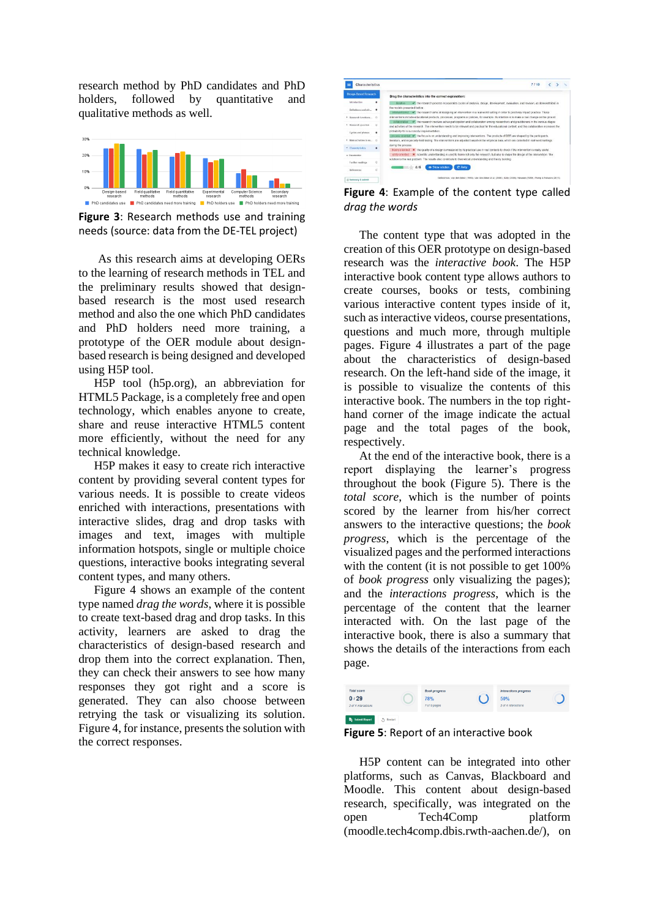research method by PhD candidates and PhD holders, followed by quantitative and qualitative methods as well.

**Figure 3**: Research methods use and training needs (source: data from the DE-TEL project)

As this research aims at developing OERs to the learning of research methods in TEL and the preliminary results showed that design-based research is the most used research method and also the one which PhD candidates and PhD holders need more training, a prototype of the OER module about design-based research is being designed and developed using H5P tool.

H5P tool (h5p.org), an abbreviation for HTML5 Package, is a completely free and open technology, which enables anyone to create, share and reuse interactive HTML5 content more efficiently, without the need for any technical knowledge.

H5P makes it easy to create rich interactive content by providing several content types for various needs. It is possible to create videos enriched with interactions, presentations with interactive slides, drag and drop tasks with images and text, images with multiple information hotspots, single or multiple choice questions, interactive books integrating several content types, and many others.

Figure 4 shows an example of the content type named *drag the words*, where it is possible to create text-based drag and drop tasks. In this activity, learners are asked to drag the characteristics of design-based research and drop them into the correct explanation. Then, they can check their answers to see how many responses they got right and a score is generated. They can also choose between retrying the task or visualizing its solution. Figure 4, for instance, presents the solution with the correct responses.

**Figure 4**: Example of the content type called *drag the words*

The content type that was adopted in the creation of this OER prototype on design-based research was the *interactive book*. The H5P interactive book content type allows authors to create courses, books or tests, combining various interactive content types inside of it, such as interactive videos, course presentations, questions and much more, through multiple pages. Figure 4 illustrates a part of the page about the characteristics of design-based research. On the left-hand side of the image, it is possible to visualize the contents of this interactive book. The numbers in the top right-hand corner of the image indicate the actual page and the total pages of the book, respectively.

At the end of the interactive book, there is a report displaying the learner's progress throughout the book (Figure 5). There is the *total score*, which is the number of points scored by the learner from his/her correct answers to the interactive questions; the *book progress*, which is the percentage of the visualized pages and the performed interactions with the content (it is not possible to get 100% of *book progress* only visualizing the pages); and the *interactions progress*, which is the percentage of the content that the learner interacted with. On the last page of the interactive book, there is also a summary that shows the details of the interactions from each page.

**Figure 5**: Report of an interactive book

H5P content can be integrated into other platforms, such as Canvas, Blackboard and Moodle. This content about design-based research, specifically, was integrated on the open Tech4Comp platform (moodle.tech4comp.dbis.rwth-aachen.de/), on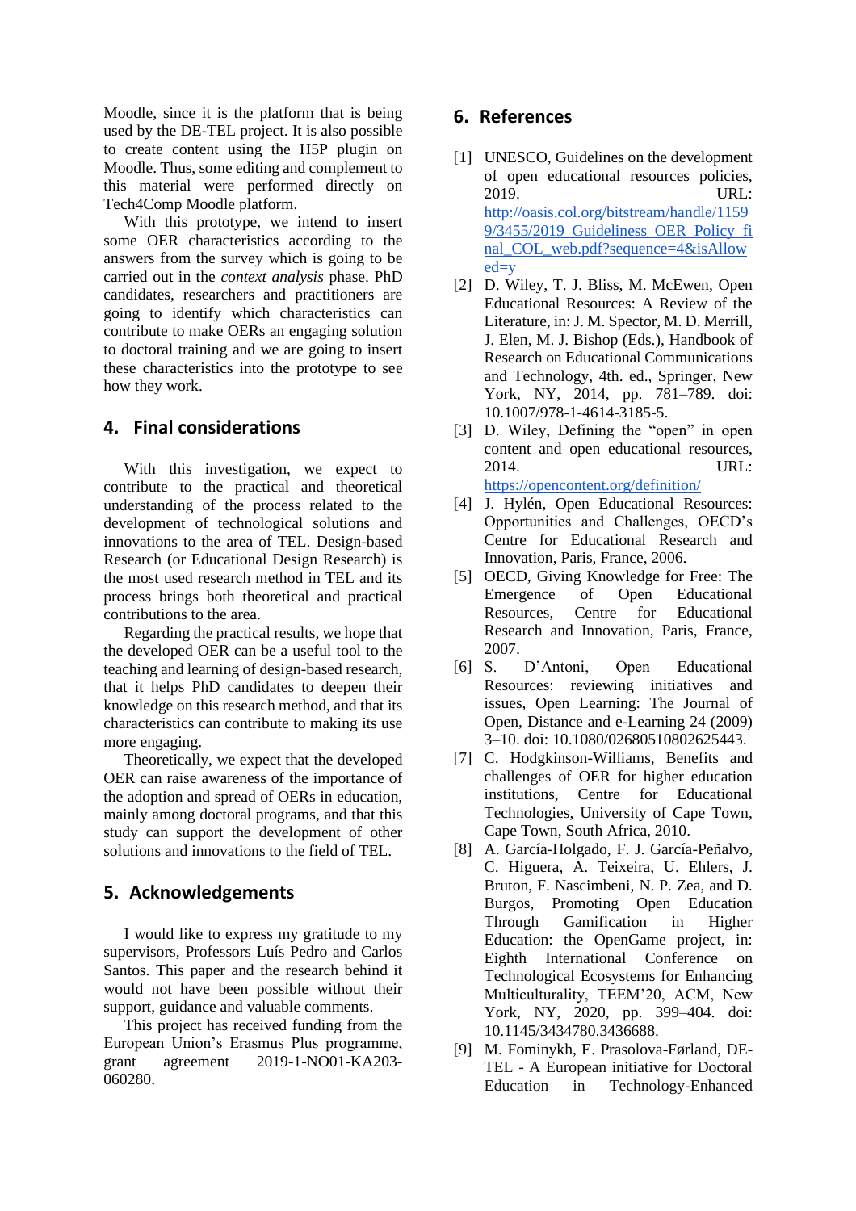Moodle, since it is the platform that is being used by the DE-TEL project. It is also possible to create content using the H5P plugin on Moodle. Thus, some editing and complement to this material were performed directly on Tech4Comp Moodle platform.

With this prototype, we intend to insert some OER characteristics according to the answers from the survey which is going to be carried out in the *context analysis* phase. PhD candidates, researchers and practitioners are going to identify which characteristics can contribute to make OERs an engaging solution to doctoral training and we are going to insert these characteristics into the prototype to see how they work.

## 4. Final considerations

With this investigation, we expect to contribute to the practical and theoretical understanding of the process related to the development of technological solutions and innovations to the area of TEL. Design-based Research (or Educational Design Research) is the most used research method in TEL and its process brings both theoretical and practical contributions to the area.

Regarding the practical results, we hope that the developed OER can be a useful tool to the teaching and learning of design-based research, that it helps PhD candidates to deepen their knowledge on this research method, and that its characteristics can contribute to making its use more engaging.

Theoretically, we expect that the developed OER can raise awareness of the importance of the adoption and spread of OERs in education, mainly among doctoral programs, and that this study can support the development of other solutions and innovations to the field of TEL.

## 5. Acknowledgements

I would like to express my gratitude to my supervisors, Professors Luís Pedro and Carlos Santos. This paper and the research behind it would not have been possible without their support, guidance and valuable comments.

This project has received funding from the European Union's Erasmus Plus programme, grant agreement 2019-1-NO01-KA203-060280.

## 6. References

[1] UNESCO, Guidelines on the development of open educational resources policies, 2019. URL: http://oasis.col.org/bitstream/handle/11599/3455/2019_Guideliness_OER_Policy_final_COL_web.pdf?sequence=4&isAllowed=y

[2] D. Wiley, T. J. Bliss, M. McEwen, Open Educational Resources: A Review of the Literature, in: J. M. Spector, M. D. Merrill, J. Elen, M. J. Bishop (Eds.), Handbook of Research on Educational Communications and Technology, 4th. ed., Springer, New York, NY, 2014, pp. 781–789. doi: 10.1007/978-1-4614-3185-5.

[3] D. Wiley, Defining the "open" in open content and open educational resources, 2014. URL: https://opencontent.org/definition/

[4] J. Hylén, Open Educational Resources: Opportunities and Challenges, OECD's Centre for Educational Research and Innovation, Paris, France, 2006.

[5] OECD, Giving Knowledge for Free: The Emergence of Open Educational Resources, Centre for Educational Research and Innovation, Paris, France, 2007.

[6] S. D'Antoni, Open Educational Resources: reviewing initiatives and issues, Open Learning: The Journal of Open, Distance and e-Learning 24 (2009) 3–10. doi: 10.1080/02680510802625443.

[7] C. Hodgkinson-Williams, Benefits and challenges of OER for higher education institutions, Centre for Educational Technologies, University of Cape Town, Cape Town, South Africa, 2010.

[8] A. García-Holgado, F. J. García-Peñalvo, C. Higuera, A. Teixeira, U. Ehlers, J. Bruton, F. Nascimbeni, N. P. Zea, and D. Burgos, Promoting Open Education Through Gamification in Higher Education: the OpenGame project, in: Eighth International Conference on Technological Ecosystems for Enhancing Multiculturality, TEEM'20, ACM, New York, NY, 2020, pp. 399–404. doi: 10.1145/3434780.3436688.

[9] M. Fominykh, E. Prasolova-Førland, DE-TEL - A European initiative for Doctoral Education in Technology-Enhanced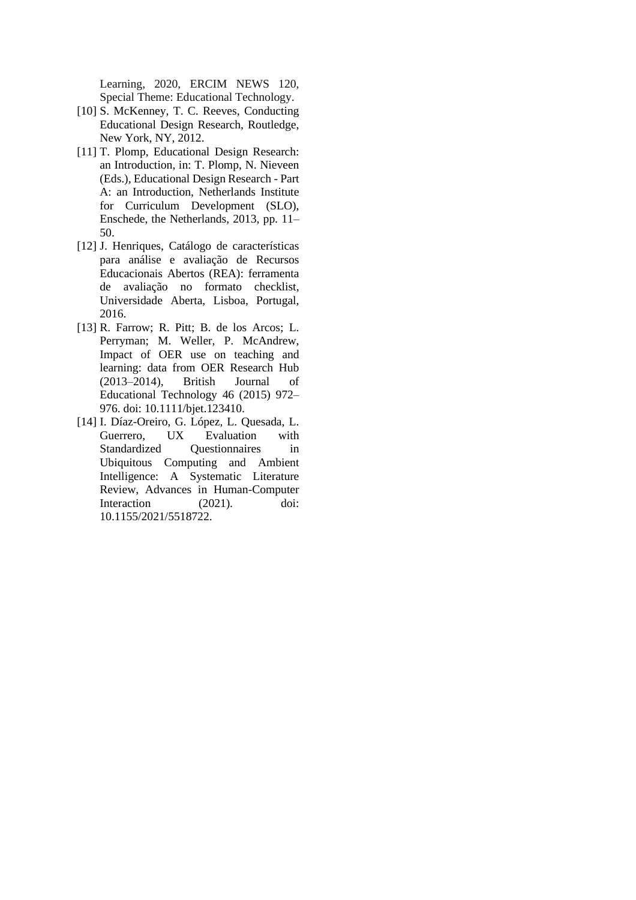Learning, 2020, ERCIM NEWS 120, Special Theme: Educational Technology.

[10] S. McKenney, T. C. Reeves, Conducting Educational Design Research, Routledge, New York, NY, 2012.

[11] T. Plomp, Educational Design Research: an Introduction, in: T. Plomp, N. Nieveen (Eds.), Educational Design Research - Part A: an Introduction, Netherlands Institute for Curriculum Development (SLO), Enschede, the Netherlands, 2013, pp. 11–50.

[12] J. Henriques, Catálogo de características para análise e avaliação de Recursos Educacionais Abertos (REA): ferramenta de avaliação no formato checklist, Universidade Aberta, Lisboa, Portugal, 2016.

[13] R. Farrow; R. Pitt; B. de los Arcos; L. Perryman; M. Weller, P. McAndrew, Impact of OER use on teaching and learning: data from OER Research Hub (2013–2014), British Journal of Educational Technology 46 (2015) 972–976. doi: 10.1111/bjet.123410.

[14] I. Díaz-Oreiro, G. López, L. Quesada, L. Guerrero, UX Evaluation with Standardized Questionnaires in Ubiquitous Computing and Ambient Intelligence: A Systematic Literature Review, Advances in Human-Computer Interaction (2021). doi: 10.1155/2021/5518722.